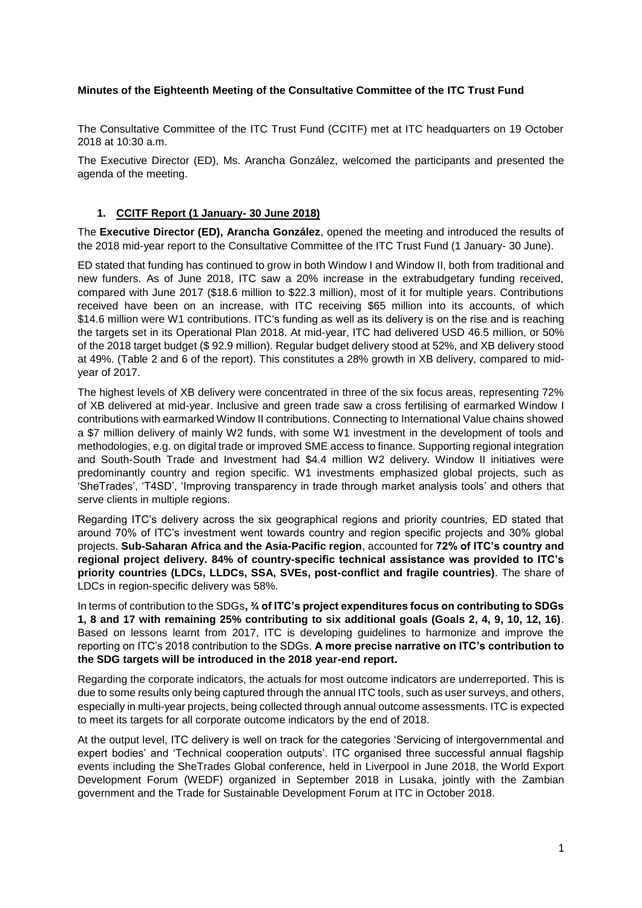**Minutes of the Eighteenth Meeting of the Consultative Committee of the ITC Trust Fund**

The Consultative Committee of the ITC Trust Fund (CCITF) met at ITC headquarters on 19 October 2018 at 10:30 a.m.

The Executive Director (ED), Ms. Arancha González, welcomed the participants and presented the agenda of the meeting.

1. **CCITF Report (1 January- 30 June 2018)**

The **Executive Director (ED), Arancha González**, opened the meeting and introduced the results of the 2018 mid-year report to the Consultative Committee of the ITC Trust Fund (1 January- 30 June).

ED stated that funding has continued to grow in both Window I and Window II, both from traditional and new funders. As of June 2018, ITC saw a 20% increase in the extrabudgetary funding received, compared with June 2017 ($18.6 million to $22.3 million), most of it for multiple years. Contributions received have been on an increase, with ITC receiving $65 million into its accounts, of which $14.6 million were W1 contributions. ITC's funding as well as its delivery is on the rise and is reaching the targets set in its Operational Plan 2018. At mid-year, ITC had delivered USD 46.5 million, or 50% of the 2018 target budget ($ 92.9 million). Regular budget delivery stood at 52%, and XB delivery stood at 49%. (Table 2 and 6 of the report). This constitutes a 28% growth in XB delivery, compared to mid-year of 2017.

The highest levels of XB delivery were concentrated in three of the six focus areas, representing 72% of XB delivered at mid-year. Inclusive and green trade saw a cross fertilising of earmarked Window I contributions with earmarked Window II contributions. Connecting to International Value chains showed a $7 million delivery of mainly W2 funds, with some W1 investment in the development of tools and methodologies, e.g. on digital trade or improved SME access to finance. Supporting regional integration and South-South Trade and Investment had $4.4 million W2 delivery. Window II initiatives were predominantly country and region specific. W1 investments emphasized global projects, such as 'SheTrades', 'T4SD', 'Improving transparency in trade through market analysis tools' and others that serve clients in multiple regions.

Regarding ITC's delivery across the six geographical regions and priority countries, ED stated that around 70% of ITC's investment went towards country and region specific projects and 30% global projects. **Sub-Saharan Africa and the Asia-Pacific region**, accounted for **72% of ITC's country and regional project delivery. 84% of country-specific technical assistance was provided to ITC's priority countries (LDCs, LLDCs, SSA, SVEs, post-conflict and fragile countries)**. The share of LDCs in region-specific delivery was 58%.

In terms of contribution to the SDGs**, ¾ of ITC's project expenditures focus on contributing to SDGs 1, 8 and 17 with remaining 25% contributing to six additional goals (Goals 2, 4, 9, 10, 12, 16)**. Based on lessons learnt from 2017, ITC is developing guidelines to harmonize and improve the reporting on ITC's 2018 contribution to the SDGs. **A more precise narrative on ITC's contribution to the SDG targets will be introduced in the 2018 year-end report.**

Regarding the corporate indicators, the actuals for most outcome indicators are underreported. This is due to some results only being captured through the annual ITC tools, such as user surveys, and others, especially in multi-year projects, being collected through annual outcome assessments. ITC is expected to meet its targets for all corporate outcome indicators by the end of 2018.

At the output level, ITC delivery is well on track for the categories 'Servicing of intergovernmental and expert bodies' and 'Technical cooperation outputs'. ITC organised three successful annual flagship events including the SheTrades Global conference, held in Liverpool in June 2018, the World Export Development Forum (WEDF) organized in September 2018 in Lusaka, jointly with the Zambian government and the Trade for Sustainable Development Forum at ITC in October 2018.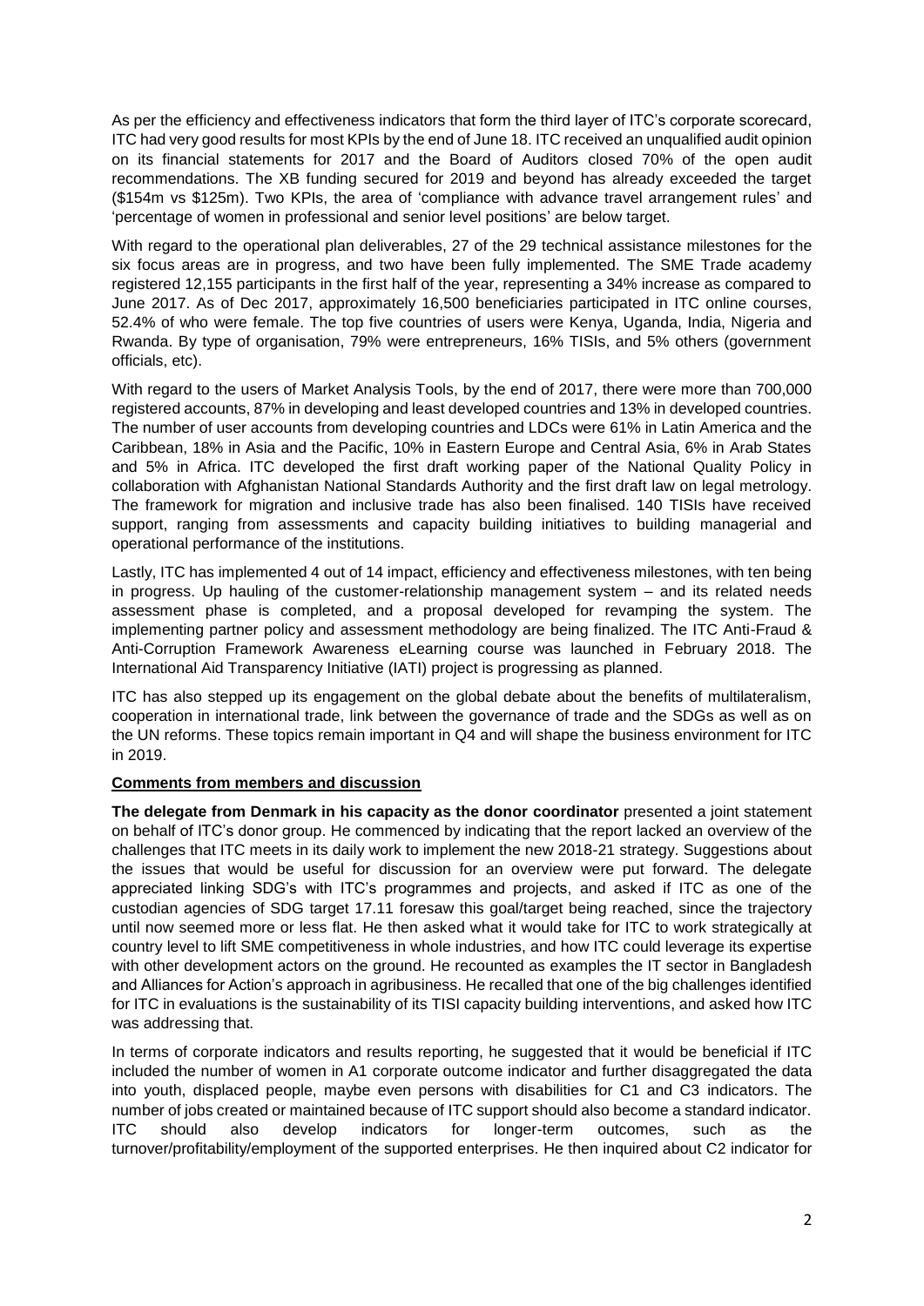As per the efficiency and effectiveness indicators that form the third layer of ITC's corporate scorecard, ITC had very good results for most KPIs by the end of June 18. ITC received an unqualified audit opinion on its financial statements for 2017 and the Board of Auditors closed 70% of the open audit recommendations. The XB funding secured for 2019 and beyond has already exceeded the target ($154m vs $125m). Two KPIs, the area of 'compliance with advance travel arrangement rules' and 'percentage of women in professional and senior level positions' are below target.

With regard to the operational plan deliverables, 27 of the 29 technical assistance milestones for the six focus areas are in progress, and two have been fully implemented. The SME Trade academy registered 12,155 participants in the first half of the year, representing a 34% increase as compared to June 2017. As of Dec 2017, approximately 16,500 beneficiaries participated in ITC online courses, 52.4% of who were female. The top five countries of users were Kenya, Uganda, India, Nigeria and Rwanda. By type of organisation, 79% were entrepreneurs, 16% TISIs, and 5% others (government officials, etc).

With regard to the users of Market Analysis Tools, by the end of 2017, there were more than 700,000 registered accounts, 87% in developing and least developed countries and 13% in developed countries. The number of user accounts from developing countries and LDCs were 61% in Latin America and the Caribbean, 18% in Asia and the Pacific, 10% in Eastern Europe and Central Asia, 6% in Arab States and 5% in Africa. ITC developed the first draft working paper of the National Quality Policy in collaboration with Afghanistan National Standards Authority and the first draft law on legal metrology. The framework for migration and inclusive trade has also been finalised. 140 TISIs have received support, ranging from assessments and capacity building initiatives to building managerial and operational performance of the institutions.

Lastly, ITC has implemented 4 out of 14 impact, efficiency and effectiveness milestones, with ten being in progress. Up hauling of the customer-relationship management system – and its related needs assessment phase is completed, and a proposal developed for revamping the system. The implementing partner policy and assessment methodology are being finalized. The ITC Anti-Fraud & Anti-Corruption Framework Awareness eLearning course was launched in February 2018. The International Aid Transparency Initiative (IATI) project is progressing as planned.

ITC has also stepped up its engagement on the global debate about the benefits of multilateralism, cooperation in international trade, link between the governance of trade and the SDGs as well as on the UN reforms. These topics remain important in Q4 and will shape the business environment for ITC in 2019.

**Comments from members and discussion**

**The delegate from Denmark in his capacity as the donor coordinator** presented a joint statement on behalf of ITC's donor group. He commenced by indicating that the report lacked an overview of the challenges that ITC meets in its daily work to implement the new 2018-21 strategy. Suggestions about the issues that would be useful for discussion for an overview were put forward. The delegate appreciated linking SDG's with ITC's programmes and projects, and asked if ITC as one of the custodian agencies of SDG target 17.11 foresaw this goal/target being reached, since the trajectory until now seemed more or less flat. He then asked what it would take for ITC to work strategically at country level to lift SME competitiveness in whole industries, and how ITC could leverage its expertise with other development actors on the ground. He recounted as examples the IT sector in Bangladesh and Alliances for Action's approach in agribusiness. He recalled that one of the big challenges identified for ITC in evaluations is the sustainability of its TISI capacity building interventions, and asked how ITC was addressing that.

In terms of corporate indicators and results reporting, he suggested that it would be beneficial if ITC included the number of women in A1 corporate outcome indicator and further disaggregated the data into youth, displaced people, maybe even persons with disabilities for C1 and C3 indicators. The number of jobs created or maintained because of ITC support should also become a standard indicator. ITC should also develop indicators for longer-term outcomes, such as the turnover/profitability/employment of the supported enterprises. He then inquired about C2 indicator for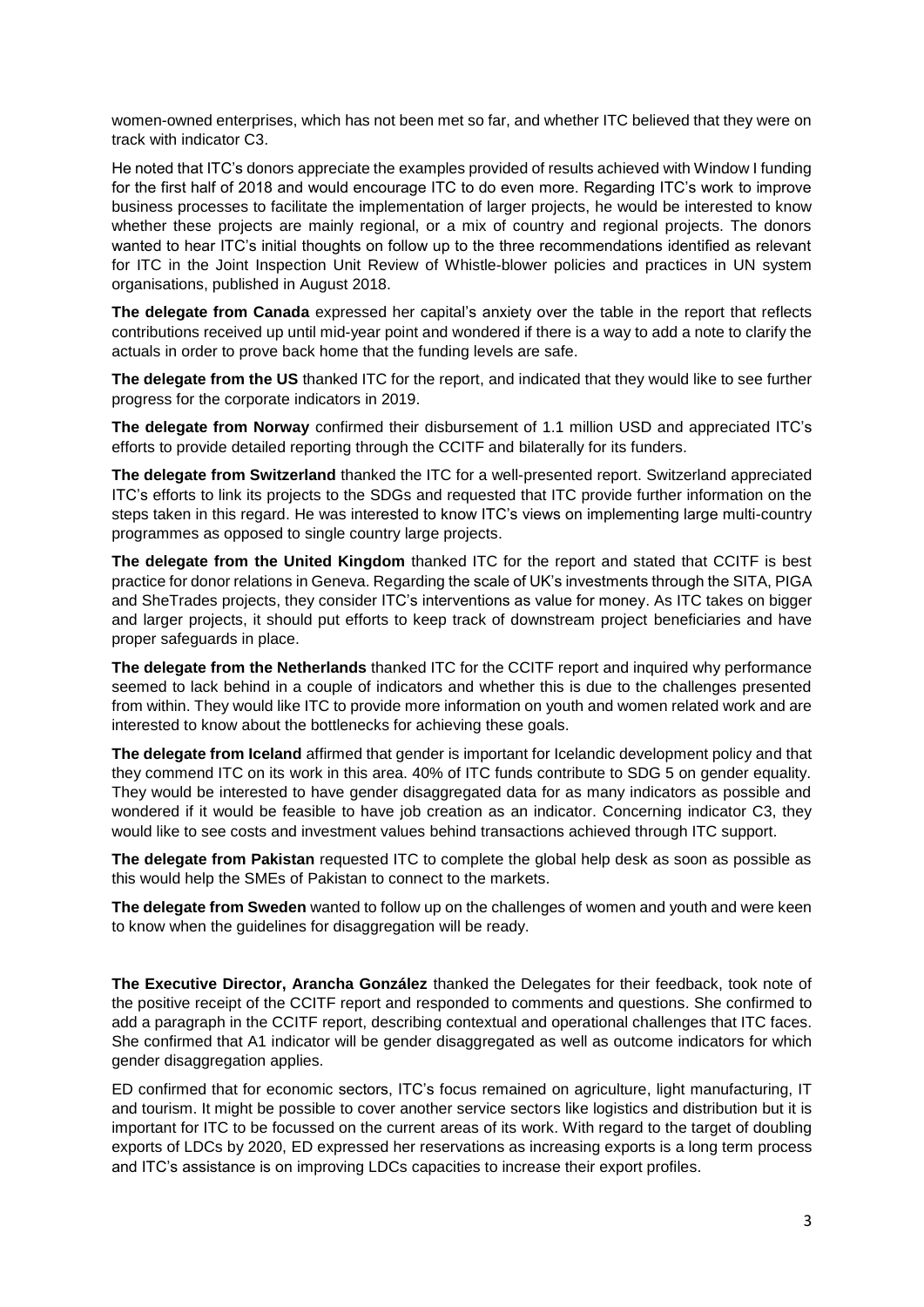women-owned enterprises, which has not been met so far, and whether ITC believed that they were on track with indicator C3.

He noted that ITC's donors appreciate the examples provided of results achieved with Window I funding for the first half of 2018 and would encourage ITC to do even more. Regarding ITC's work to improve business processes to facilitate the implementation of larger projects, he would be interested to know whether these projects are mainly regional, or a mix of country and regional projects. The donors wanted to hear ITC's initial thoughts on follow up to the three recommendations identified as relevant for ITC in the Joint Inspection Unit Review of Whistle-blower policies and practices in UN system organisations, published in August 2018.

**The delegate from Canada** expressed her capital's anxiety over the table in the report that reflects contributions received up until mid-year point and wondered if there is a way to add a note to clarify the actuals in order to prove back home that the funding levels are safe.

**The delegate from the US** thanked ITC for the report, and indicated that they would like to see further progress for the corporate indicators in 2019.

**The delegate from Norway** confirmed their disbursement of 1.1 million USD and appreciated ITC's efforts to provide detailed reporting through the CCITF and bilaterally for its funders.

**The delegate from Switzerland** thanked the ITC for a well-presented report. Switzerland appreciated ITC's efforts to link its projects to the SDGs and requested that ITC provide further information on the steps taken in this regard. He was interested to know ITC's views on implementing large multi-country programmes as opposed to single country large projects.

**The delegate from the United Kingdom** thanked ITC for the report and stated that CCITF is best practice for donor relations in Geneva. Regarding the scale of UK's investments through the SITA, PIGA and SheTrades projects, they consider ITC's interventions as value for money. As ITC takes on bigger and larger projects, it should put efforts to keep track of downstream project beneficiaries and have proper safeguards in place.

**The delegate from the Netherlands** thanked ITC for the CCITF report and inquired why performance seemed to lack behind in a couple of indicators and whether this is due to the challenges presented from within. They would like ITC to provide more information on youth and women related work and are interested to know about the bottlenecks for achieving these goals.

**The delegate from Iceland** affirmed that gender is important for Icelandic development policy and that they commend ITC on its work in this area. 40% of ITC funds contribute to SDG 5 on gender equality. They would be interested to have gender disaggregated data for as many indicators as possible and wondered if it would be feasible to have job creation as an indicator. Concerning indicator C3, they would like to see costs and investment values behind transactions achieved through ITC support.

**The delegate from Pakistan** requested ITC to complete the global help desk as soon as possible as this would help the SMEs of Pakistan to connect to the markets.

**The delegate from Sweden** wanted to follow up on the challenges of women and youth and were keen to know when the guidelines for disaggregation will be ready.

**The Executive Director, Arancha González** thanked the Delegates for their feedback, took note of the positive receipt of the CCITF report and responded to comments and questions. She confirmed to add a paragraph in the CCITF report, describing contextual and operational challenges that ITC faces. She confirmed that A1 indicator will be gender disaggregated as well as outcome indicators for which gender disaggregation applies.

ED confirmed that for economic sectors, ITC's focus remained on agriculture, light manufacturing, IT and tourism. It might be possible to cover another service sectors like logistics and distribution but it is important for ITC to be focussed on the current areas of its work. With regard to the target of doubling exports of LDCs by 2020, ED expressed her reservations as increasing exports is a long term process and ITC's assistance is on improving LDCs capacities to increase their export profiles.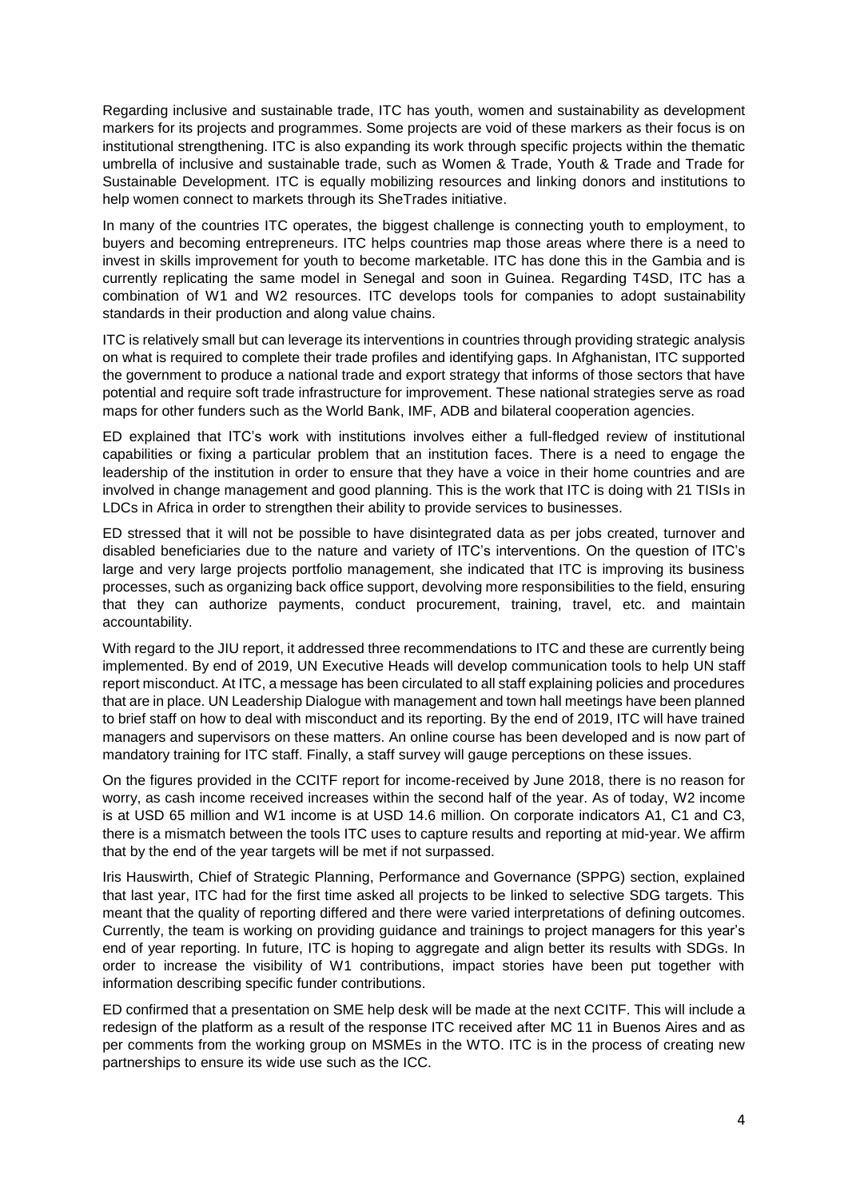Regarding inclusive and sustainable trade, ITC has youth, women and sustainability as development markers for its projects and programmes. Some projects are void of these markers as their focus is on institutional strengthening. ITC is also expanding its work through specific projects within the thematic umbrella of inclusive and sustainable trade, such as Women & Trade, Youth & Trade and Trade for Sustainable Development. ITC is equally mobilizing resources and linking donors and institutions to help women connect to markets through its SheTrades initiative.

In many of the countries ITC operates, the biggest challenge is connecting youth to employment, to buyers and becoming entrepreneurs. ITC helps countries map those areas where there is a need to invest in skills improvement for youth to become marketable. ITC has done this in the Gambia and is currently replicating the same model in Senegal and soon in Guinea. Regarding T4SD, ITC has a combination of W1 and W2 resources. ITC develops tools for companies to adopt sustainability standards in their production and along value chains.

ITC is relatively small but can leverage its interventions in countries through providing strategic analysis on what is required to complete their trade profiles and identifying gaps. In Afghanistan, ITC supported the government to produce a national trade and export strategy that informs of those sectors that have potential and require soft trade infrastructure for improvement. These national strategies serve as road maps for other funders such as the World Bank, IMF, ADB and bilateral cooperation agencies.

ED explained that ITC's work with institutions involves either a full-fledged review of institutional capabilities or fixing a particular problem that an institution faces. There is a need to engage the leadership of the institution in order to ensure that they have a voice in their home countries and are involved in change management and good planning. This is the work that ITC is doing with 21 TISIs in LDCs in Africa in order to strengthen their ability to provide services to businesses.

ED stressed that it will not be possible to have disintegrated data as per jobs created, turnover and disabled beneficiaries due to the nature and variety of ITC's interventions. On the question of ITC's large and very large projects portfolio management, she indicated that ITC is improving its business processes, such as organizing back office support, devolving more responsibilities to the field, ensuring that they can authorize payments, conduct procurement, training, travel, etc. and maintain accountability.

With regard to the JIU report, it addressed three recommendations to ITC and these are currently being implemented. By end of 2019, UN Executive Heads will develop communication tools to help UN staff report misconduct. At ITC, a message has been circulated to all staff explaining policies and procedures that are in place. UN Leadership Dialogue with management and town hall meetings have been planned to brief staff on how to deal with misconduct and its reporting. By the end of 2019, ITC will have trained managers and supervisors on these matters. An online course has been developed and is now part of mandatory training for ITC staff. Finally, a staff survey will gauge perceptions on these issues.

On the figures provided in the CCITF report for income-received by June 2018, there is no reason for worry, as cash income received increases within the second half of the year. As of today, W2 income is at USD 65 million and W1 income is at USD 14.6 million. On corporate indicators A1, C1 and C3, there is a mismatch between the tools ITC uses to capture results and reporting at mid-year. We affirm that by the end of the year targets will be met if not surpassed.

Iris Hauswirth, Chief of Strategic Planning, Performance and Governance (SPPG) section, explained that last year, ITC had for the first time asked all projects to be linked to selective SDG targets. This meant that the quality of reporting differed and there were varied interpretations of defining outcomes. Currently, the team is working on providing guidance and trainings to project managers for this year's end of year reporting. In future, ITC is hoping to aggregate and align better its results with SDGs. In order to increase the visibility of W1 contributions, impact stories have been put together with information describing specific funder contributions.

ED confirmed that a presentation on SME help desk will be made at the next CCITF. This will include a redesign of the platform as a result of the response ITC received after MC 11 in Buenos Aires and as per comments from the working group on MSMEs in the WTO. ITC is in the process of creating new partnerships to ensure its wide use such as the ICC.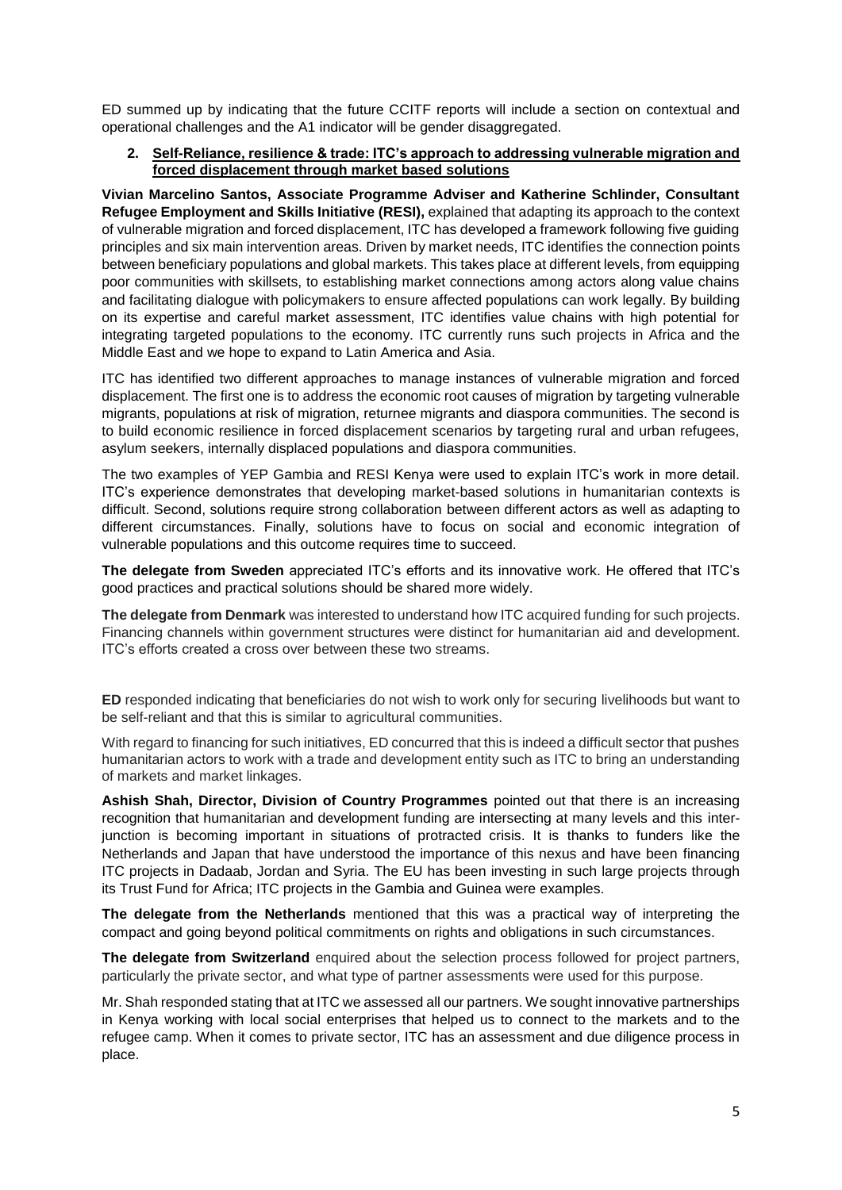ED summed up by indicating that the future CCITF reports will include a section on contextual and operational challenges and the A1 indicator will be gender disaggregated.

2. **Self-Reliance, resilience & trade: ITC's approach to addressing vulnerable migration and forced displacement through market based solutions**

**Vivian Marcelino Santos, Associate Programme Adviser and Katherine Schlinder, Consultant Refugee Employment and Skills Initiative (RESI),** explained that adapting its approach to the context of vulnerable migration and forced displacement, ITC has developed a framework following five guiding principles and six main intervention areas. Driven by market needs, ITC identifies the connection points between beneficiary populations and global markets. This takes place at different levels, from equipping poor communities with skillsets, to establishing market connections among actors along value chains and facilitating dialogue with policymakers to ensure affected populations can work legally. By building on its expertise and careful market assessment, ITC identifies value chains with high potential for integrating targeted populations to the economy. ITC currently runs such projects in Africa and the Middle East and we hope to expand to Latin America and Asia.

ITC has identified two different approaches to manage instances of vulnerable migration and forced displacement. The first one is to address the economic root causes of migration by targeting vulnerable migrants, populations at risk of migration, returnee migrants and diaspora communities. The second is to build economic resilience in forced displacement scenarios by targeting rural and urban refugees, asylum seekers, internally displaced populations and diaspora communities.

The two examples of YEP Gambia and RESI Kenya were used to explain ITC's work in more detail. ITC's experience demonstrates that developing market-based solutions in humanitarian contexts is difficult. Second, solutions require strong collaboration between different actors as well as adapting to different circumstances. Finally, solutions have to focus on social and economic integration of vulnerable populations and this outcome requires time to succeed.

**The delegate from Sweden** appreciated ITC's efforts and its innovative work. He offered that ITC's good practices and practical solutions should be shared more widely.

**The delegate from Denmark** was interested to understand how ITC acquired funding for such projects. Financing channels within government structures were distinct for humanitarian aid and development. ITC's efforts created a cross over between these two streams.

**ED** responded indicating that beneficiaries do not wish to work only for securing livelihoods but want to be self-reliant and that this is similar to agricultural communities.

With regard to financing for such initiatives, ED concurred that this is indeed a difficult sector that pushes humanitarian actors to work with a trade and development entity such as ITC to bring an understanding of markets and market linkages.

**Ashish Shah, Director, Division of Country Programmes** pointed out that there is an increasing recognition that humanitarian and development funding are intersecting at many levels and this inter-junction is becoming important in situations of protracted crisis. It is thanks to funders like the Netherlands and Japan that have understood the importance of this nexus and have been financing ITC projects in Dadaab, Jordan and Syria. The EU has been investing in such large projects through its Trust Fund for Africa; ITC projects in the Gambia and Guinea were examples.

**The delegate from the Netherlands** mentioned that this was a practical way of interpreting the compact and going beyond political commitments on rights and obligations in such circumstances.

**The delegate from Switzerland** enquired about the selection process followed for project partners, particularly the private sector, and what type of partner assessments were used for this purpose.

Mr. Shah responded stating that at ITC we assessed all our partners. We sought innovative partnerships in Kenya working with local social enterprises that helped us to connect to the markets and to the refugee camp. When it comes to private sector, ITC has an assessment and due diligence process in place.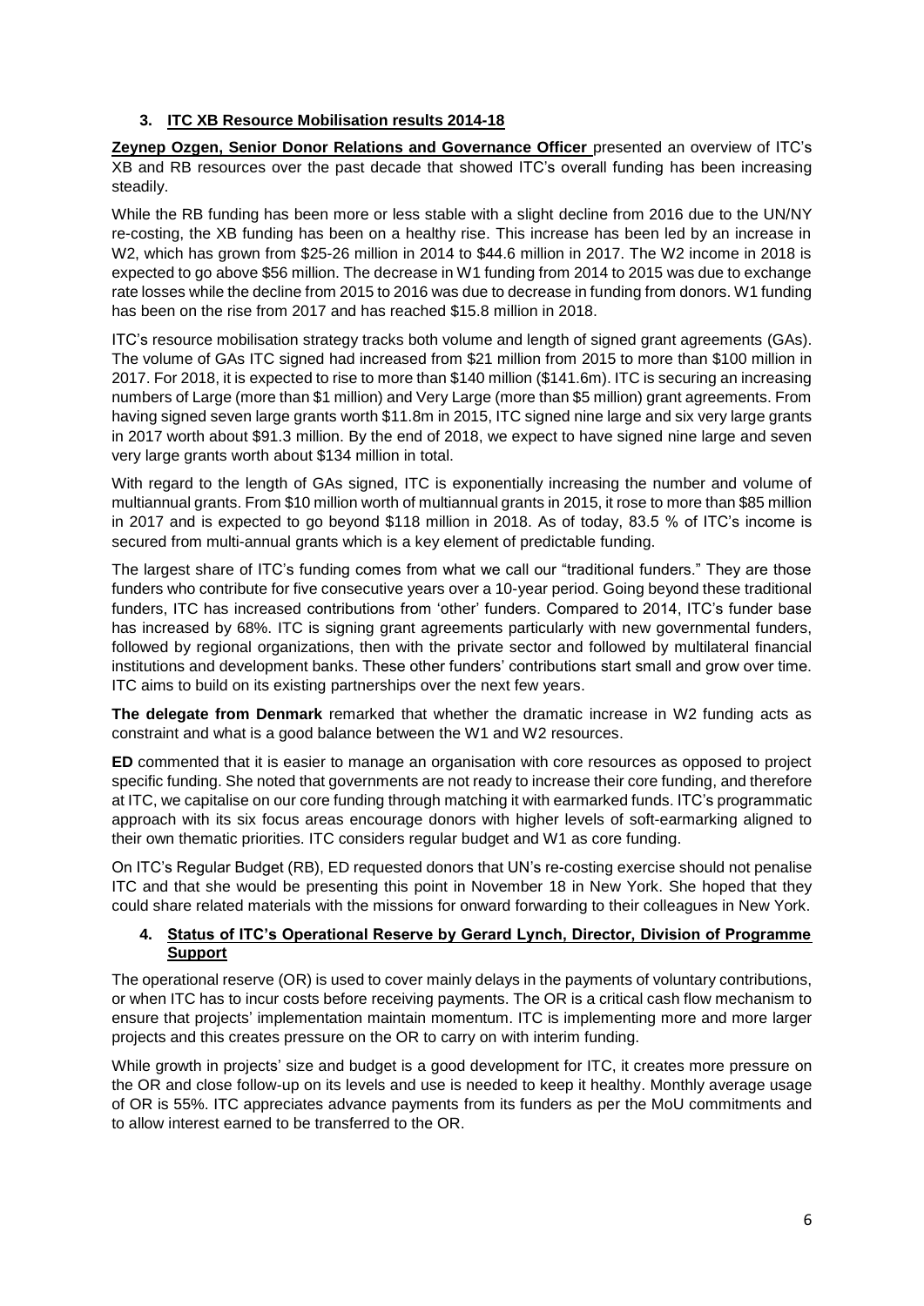### 3. ITC XB Resource Mobilisation results 2014-18

**Zeynep Ozgen, Senior Donor Relations and Governance Officer** presented an overview of ITC's XB and RB resources over the past decade that showed ITC's overall funding has been increasing steadily.

While the RB funding has been more or less stable with a slight decline from 2016 due to the UN/NY re-costing, the XB funding has been on a healthy rise. This increase has been led by an increase in W2, which has grown from $25-26 million in 2014 to $44.6 million in 2017. The W2 income in 2018 is expected to go above $56 million. The decrease in W1 funding from 2014 to 2015 was due to exchange rate losses while the decline from 2015 to 2016 was due to decrease in funding from donors. W1 funding has been on the rise from 2017 and has reached $15.8 million in 2018.

ITC's resource mobilisation strategy tracks both volume and length of signed grant agreements (GAs). The volume of GAs ITC signed had increased from $21 million from 2015 to more than $100 million in 2017. For 2018, it is expected to rise to more than $140 million ($141.6m). ITC is securing an increasing numbers of Large (more than $1 million) and Very Large (more than $5 million) grant agreements. From having signed seven large grants worth $11.8m in 2015, ITC signed nine large and six very large grants in 2017 worth about $91.3 million. By the end of 2018, we expect to have signed nine large and seven very large grants worth about $134 million in total.

With regard to the length of GAs signed, ITC is exponentially increasing the number and volume of multiannual grants. From $10 million worth of multiannual grants in 2015, it rose to more than $85 million in 2017 and is expected to go beyond $118 million in 2018. As of today, 83.5 % of ITC's income is secured from multi-annual grants which is a key element of predictable funding.

The largest share of ITC's funding comes from what we call our "traditional funders." They are those funders who contribute for five consecutive years over a 10-year period. Going beyond these traditional funders, ITC has increased contributions from 'other' funders. Compared to 2014, ITC's funder base has increased by 68%. ITC is signing grant agreements particularly with new governmental funders, followed by regional organizations, then with the private sector and followed by multilateral financial institutions and development banks. These other funders' contributions start small and grow over time. ITC aims to build on its existing partnerships over the next few years.

**The delegate from Denmark** remarked that whether the dramatic increase in W2 funding acts as constraint and what is a good balance between the W1 and W2 resources.

**ED** commented that it is easier to manage an organisation with core resources as opposed to project specific funding. She noted that governments are not ready to increase their core funding, and therefore at ITC, we capitalise on our core funding through matching it with earmarked funds. ITC's programmatic approach with its six focus areas encourage donors with higher levels of soft-earmarking aligned to their own thematic priorities. ITC considers regular budget and W1 as core funding.

On ITC's Regular Budget (RB), ED requested donors that UN's re-costing exercise should not penalise ITC and that she would be presenting this point in November 18 in New York. She hoped that they could share related materials with the missions for onward forwarding to their colleagues in New York.

### 4. Status of ITC's Operational Reserve by Gerard Lynch, Director, Division of Programme Support

The operational reserve (OR) is used to cover mainly delays in the payments of voluntary contributions, or when ITC has to incur costs before receiving payments. The OR is a critical cash flow mechanism to ensure that projects' implementation maintain momentum. ITC is implementing more and more larger projects and this creates pressure on the OR to carry on with interim funding.

While growth in projects' size and budget is a good development for ITC, it creates more pressure on the OR and close follow-up on its levels and use is needed to keep it healthy. Monthly average usage of OR is 55%. ITC appreciates advance payments from its funders as per the MoU commitments and to allow interest earned to be transferred to the OR.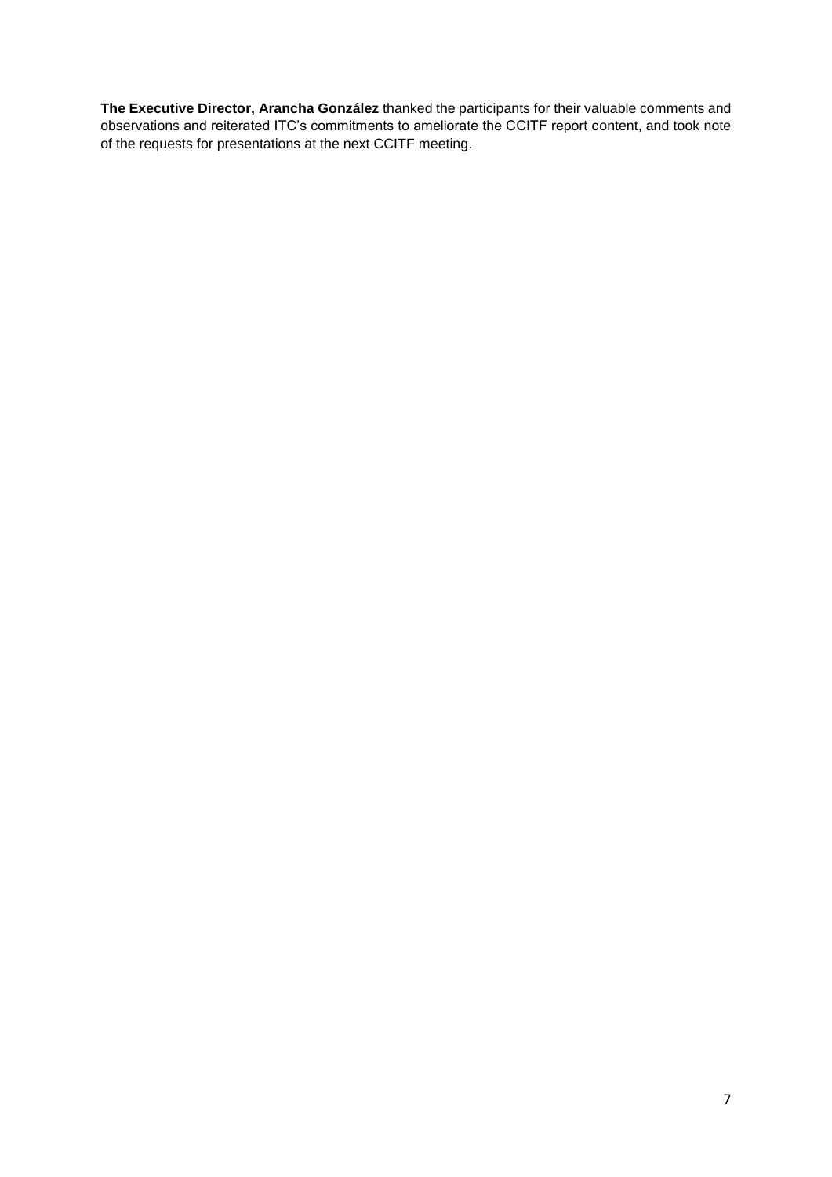**The Executive Director, Arancha González** thanked the participants for their valuable comments and observations and reiterated ITC's commitments to ameliorate the CCITF report content, and took note of the requests for presentations at the next CCITF meeting.